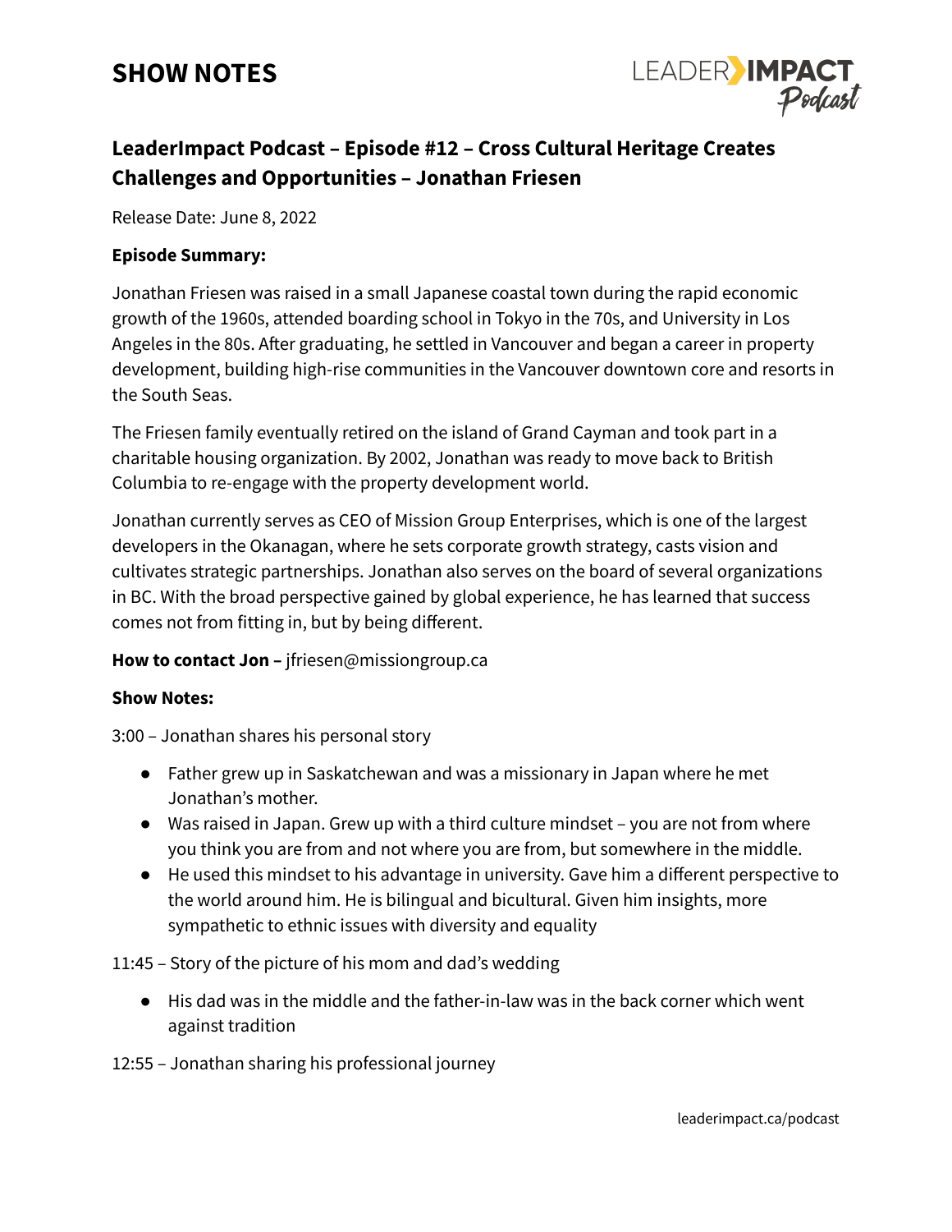# SHOW NOTES

## LeaderImpact Podcast – Episode #12 – Cross Cultural Heritage Creates Challenges and Opportunities – Jonathan Friesen

Release Date: June 8, 2022

**Episode Summary:**

Jonathan Friesen was raised in a small Japanese coastal town during the rapid economic growth of the 1960s, attended boarding school in Tokyo in the 70s, and University in Los Angeles in the 80s. After graduating, he settled in Vancouver and began a career in property development, building high-rise communities in the Vancouver downtown core and resorts in the South Seas.

The Friesen family eventually retired on the island of Grand Cayman and took part in a charitable housing organization. By 2002, Jonathan was ready to move back to British Columbia to re-engage with the property development world.

Jonathan currently serves as CEO of Mission Group Enterprises, which is one of the largest developers in the Okanagan, where he sets corporate growth strategy, casts vision and cultivates strategic partnerships. Jonathan also serves on the board of several organizations in BC. With the broad perspective gained by global experience, he has learned that success comes not from fitting in, but by being different.

**How to contact Jon –** jfriesen@missiongroup.ca

**Show Notes:**

3:00 – Jonathan shares his personal story

- Father grew up in Saskatchewan and was a missionary in Japan where he met Jonathan's mother.
- Was raised in Japan. Grew up with a third culture mindset – you are not from where you think you are from and not where you are from, but somewhere in the middle.
- He used this mindset to his advantage in university. Gave him a different perspective to the world around him. He is bilingual and bicultural. Given him insights, more sympathetic to ethnic issues with diversity and equality

11:45 – Story of the picture of his mom and dad's wedding

- His dad was in the middle and the father-in-law was in the back corner which went against tradition

12:55 – Jonathan sharing his professional journey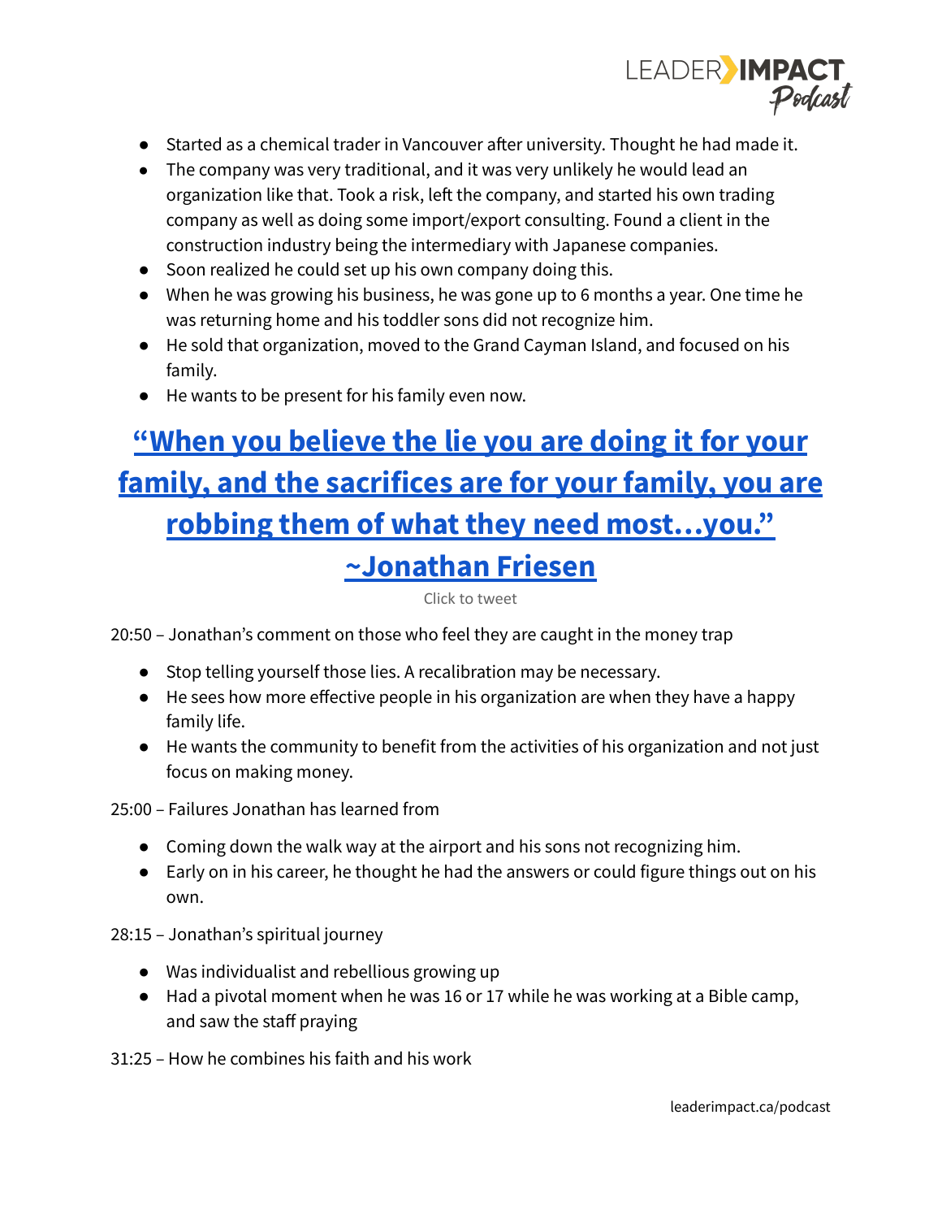- Started as a chemical trader in Vancouver after university. Thought he had made it.
- The company was very traditional, and it was very unlikely he would lead an organization like that. Took a risk, left the company, and started his own trading company as well as doing some import/export consulting. Found a client in the construction industry being the intermediary with Japanese companies.
- Soon realized he could set up his own company doing this.
- When he was growing his business, he was gone up to 6 months a year. One time he was returning home and his toddler sons did not recognize him.
- He sold that organization, moved to the Grand Cayman Island, and focused on his family.
- He wants to be present for his family even now.

## “When you believe the lie you are doing it for your family, and the sacrifices are for your family, you are robbing them of what they need most…you.” ~Jonathan Friesen

Click to tweet

20:50 – Jonathan’s comment on those who feel they are caught in the money trap

- Stop telling yourself those lies. A recalibration may be necessary.
- He sees how more effective people in his organization are when they have a happy family life.
- He wants the community to benefit from the activities of his organization and not just focus on making money.

25:00 – Failures Jonathan has learned from

- Coming down the walk way at the airport and his sons not recognizing him.
- Early on in his career, he thought he had the answers or could figure things out on his own.

28:15 – Jonathan’s spiritual journey

- Was individualist and rebellious growing up
- Had a pivotal moment when he was 16 or 17 while he was working at a Bible camp, and saw the staff praying

31:25 – How he combines his faith and his work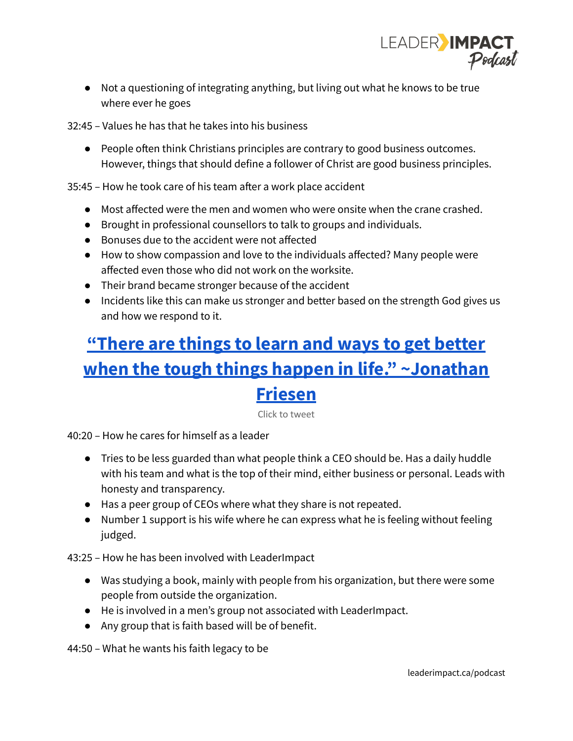- Not a questioning of integrating anything, but living out what he knows to be true where ever he goes

32:45 – Values he has that he takes into his business

- People often think Christians principles are contrary to good business outcomes. However, things that should define a follower of Christ are good business principles.

35:45 – How he took care of his team after a work place accident

- Most affected were the men and women who were onsite when the crane crashed.
- Brought in professional counsellors to talk to groups and individuals.
- Bonuses due to the accident were not affected
- How to show compassion and love to the individuals affected? Many people were affected even those who did not work on the worksite.
- Their brand became stronger because of the accident
- Incidents like this can make us stronger and better based on the strength God gives us and how we respond to it.

## **"There are things to learn and ways to get better when the tough things happen in life." ~Jonathan Friesen**

Click to tweet

40:20 – How he cares for himself as a leader

- Tries to be less guarded than what people think a CEO should be. Has a daily huddle with his team and what is the top of their mind, either business or personal. Leads with honesty and transparency.
- Has a peer group of CEOs where what they share is not repeated.
- Number 1 support is his wife where he can express what he is feeling without feeling judged.

43:25 – How he has been involved with LeaderImpact

- Was studying a book, mainly with people from his organization, but there were some people from outside the organization.
- He is involved in a men's group not associated with LeaderImpact.
- Any group that is faith based will be of benefit.

44:50 – What he wants his faith legacy to be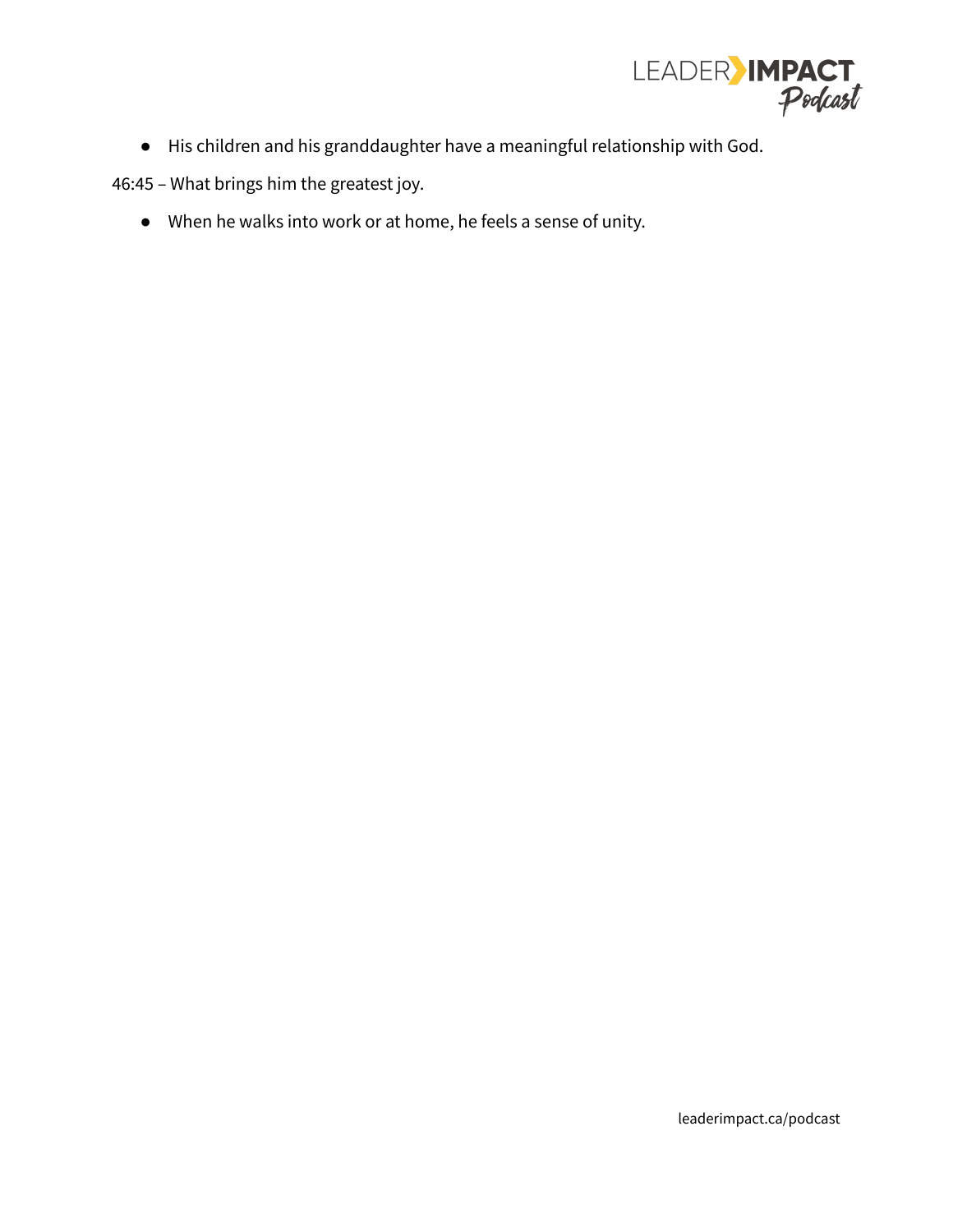- His children and his granddaughter have a meaningful relationship with God.

46:45 – What brings him the greatest joy.

- When he walks into work or at home, he feels a sense of unity.